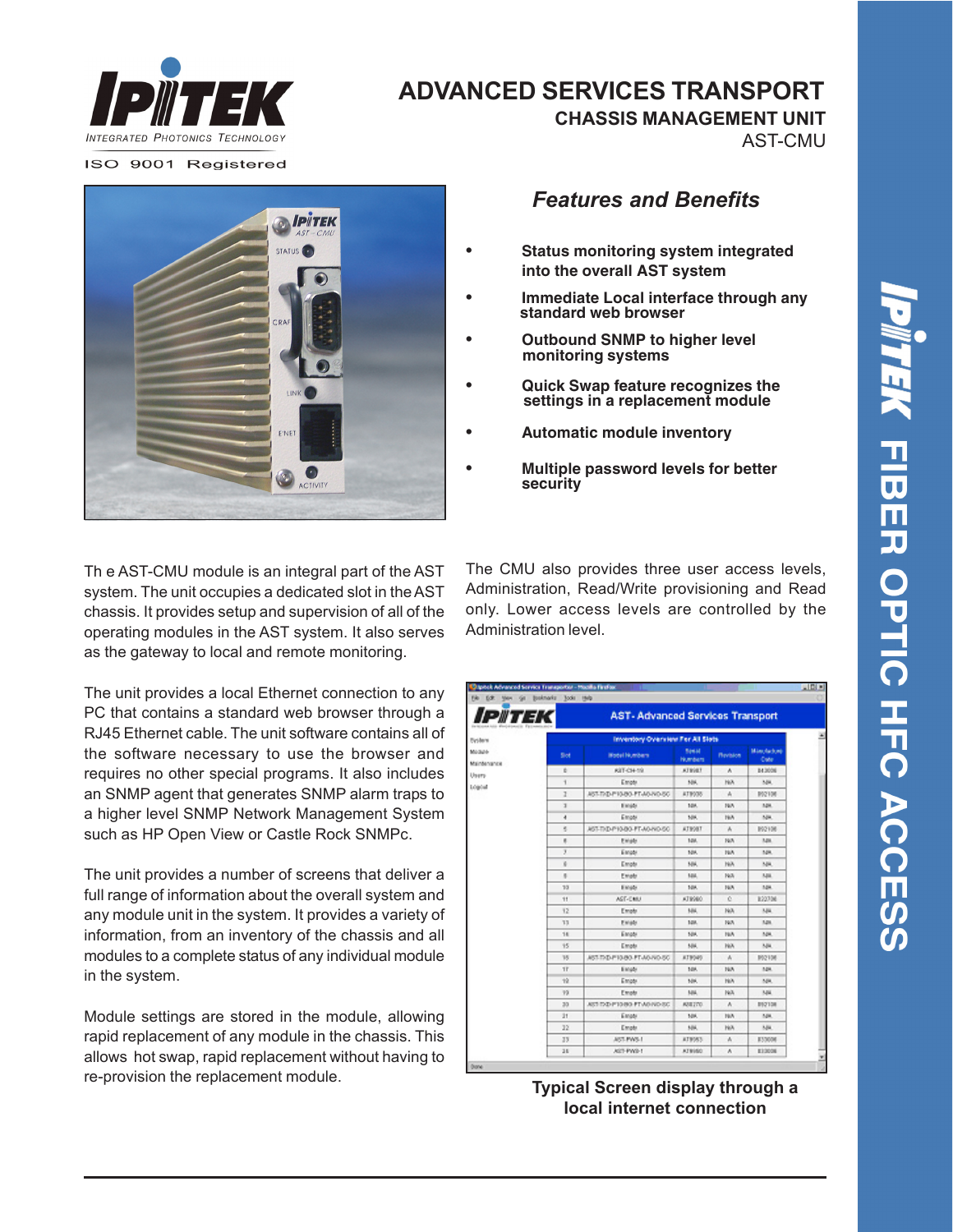# ADVANCED SERVICES TRANSPORT

## CHASSIS MANAGEMENT UNIT

AST-CMU

IPITEK — Integrated Photonics Technology

ISO 9001 Registered

### *Features and Benefits*

- **Status monitoring system integrated into the overall AST system**
- **Immediate Local interface through any standard web browser**
- **Outbound SNMP to higher level monitoring systems**
- **Quick Swap feature recognizes the settings in a replacement module**
- **Automatic module inventory**
- **Multiple password levels for better security**

Th e AST-CMU module is an integral part of the AST system. The unit occupies a dedicated slot in the AST chassis. It provides setup and supervision of all of the operating modules in the AST system. It also serves as the gateway to local and remote monitoring.

The unit provides a local Ethernet connection to any PC that contains a standard web browser through a RJ45 Ethernet cable. The unit software contains all of the software necessary to use the browser and requires no other special programs. It also includes an SNMP agent that generates SNMP alarm traps to a higher level SNMP Network Management System such as HP Open View or Castle Rock SNMPc.

The unit provides a number of screens that deliver a full range of information about the overall system and any module unit in the system. It provides a variety of information, from an inventory of the chassis and all modules to a complete status of any individual module in the system.

Module settings are stored in the module, allowing rapid replacement of any module in the chassis. This allows hot swap, rapid replacement without having to re-provision the replacement module.

The CMU also provides three user access levels, Administration, Read/Write provisioning and Read only. Lower access levels are controlled by the Administration level.

**Typical Screen display through a local internet connection**

IPITEK FIBER OPTIC HFC ACCESS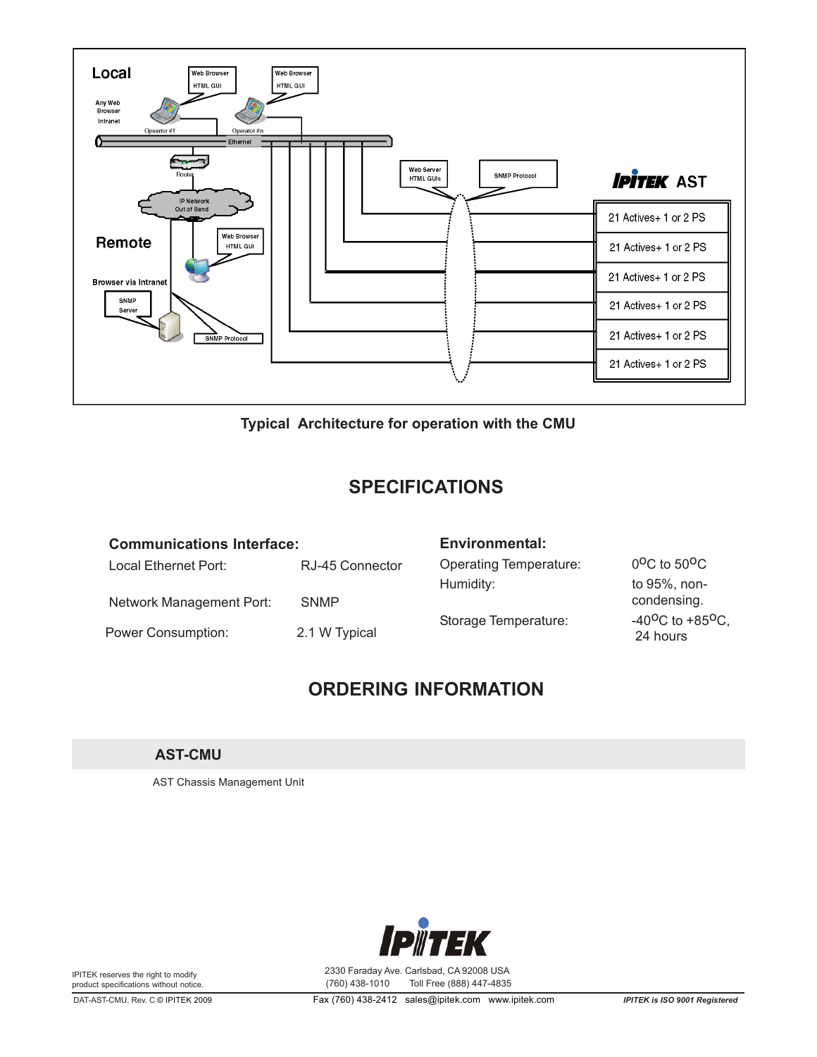Local

Web Browser
HTML GUI

Web Browser
HTML GUI

Any Web
Browser
Intranet

Operator #1

Operator #n

Ethernet

Router

IP Network
Out of Band

Remote

Web Browser
HTML GUI

Browser via Intranet

SNMP
Server

SNMP Protocol

Web Server
HTML GUIs

SNMP Protocol

IPITEK AST

21 Actives+ 1 or 2 PS

21 Actives+ 1 or 2 PS

21 Actives+ 1 or 2 PS

21 Actives+ 1 or 2 PS

21 Actives+ 1 or 2 PS

21 Actives+ 1 or 2 PS

**Typical Architecture for operation with the CMU**

## SPECIFICATIONS

**Communications Interface:**

| | |
|---|---|
| Local Ethernet Port: | RJ-45 Connector |
| Network Management Port: | SNMP |
| Power Consumption: | 2.1 W Typical |

**Environmental:**

| | |
|---|---|
| Operating Temperature: | $0^{o}C$ to $50^{o}C$ |
| Humidity: | to 95%, non-condensing. |
| Storage Temperature: | $-40^{o}C$ to $+85^{o}C$, 24 hours |

## ORDERING INFORMATION

**AST-CMU**

AST Chassis Management Unit

IPITEK

IPITEK reserves the right to modify product specifications without notice.

2330 Faraday Ave. Carlsbad, CA 92008 USA
(760) 438-1010 Toll Free (888) 447-4835
Fax (760) 438-2412 sales@ipitek.com www.ipitek.com

DAT-AST-CMU, Rev. C © IPITEK 2009

*IPITEK is ISO 9001 Registered*